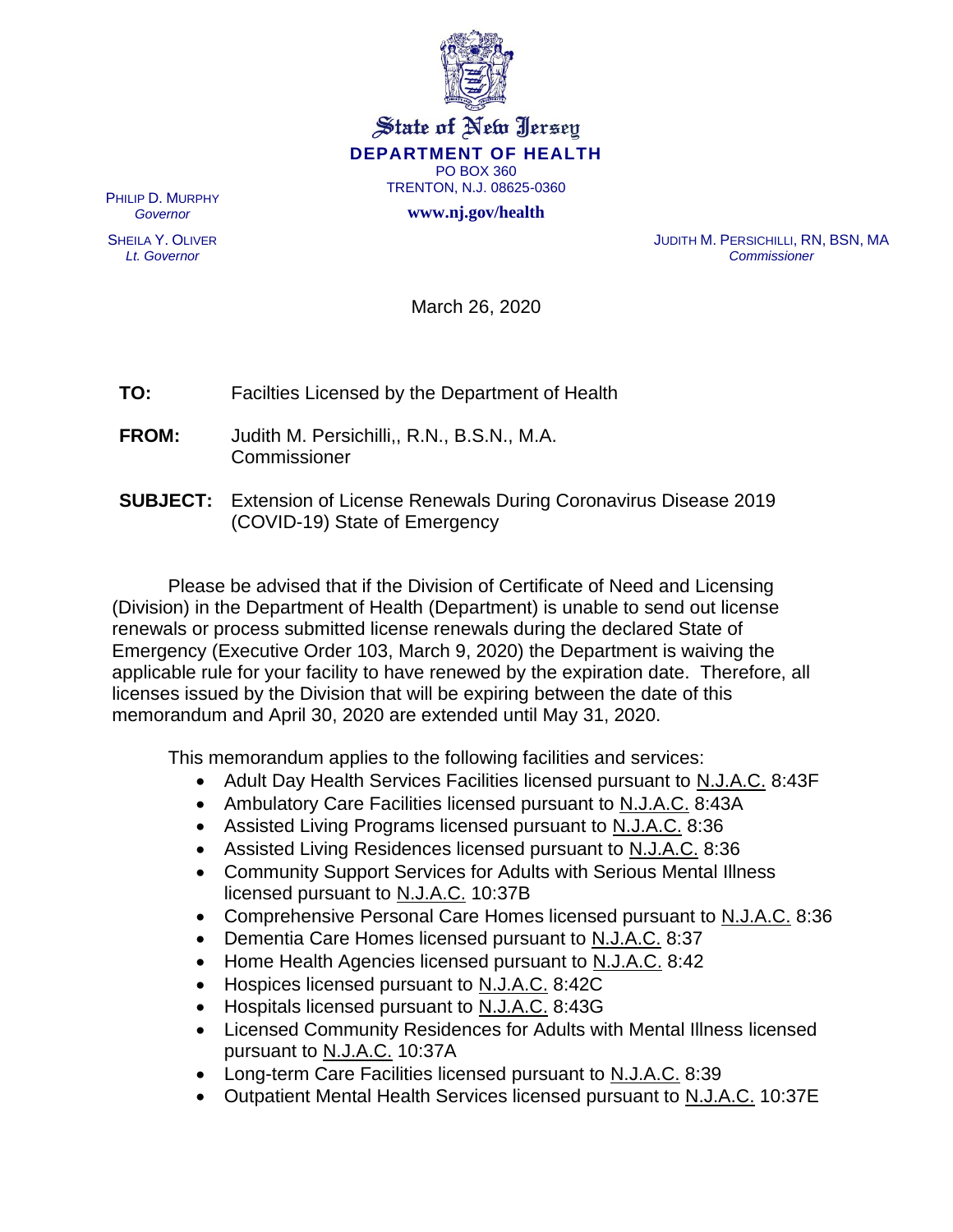State of New Jersey

**DEPARTMENT OF HEALTH**

PO BOX 360
TRENTON, N.J. 08625-0360

**www.nj.gov/health**

PHILIP D. MURPHY
*Governor*

SHEILA Y. OLIVER
*Lt. Governor*

JUDITH M. PERSICHILLI, RN, BSN, MA
*Commissioner*

March 26, 2020

**TO:** Facilties Licensed by the Department of Health

**FROM:** Judith M. Persichilli,, R.N., B.S.N., M.A.
Commissioner

**SUBJECT:** Extension of License Renewals During Coronavirus Disease 2019 (COVID-19) State of Emergency

Please be advised that if the Division of Certificate of Need and Licensing (Division) in the Department of Health (Department) is unable to send out license renewals or process submitted license renewals during the declared State of Emergency (Executive Order 103, March 9, 2020) the Department is waiving the applicable rule for your facility to have renewed by the expiration date. Therefore, all licenses issued by the Division that will be expiring between the date of this memorandum and April 30, 2020 are extended until May 31, 2020.

This memorandum applies to the following facilities and services:

- Adult Day Health Services Facilities licensed pursuant to N.J.A.C. 8:43F
- Ambulatory Care Facilities licensed pursuant to N.J.A.C. 8:43A
- Assisted Living Programs licensed pursuant to N.J.A.C. 8:36
- Assisted Living Residences licensed pursuant to N.J.A.C. 8:36
- Community Support Services for Adults with Serious Mental Illness licensed pursuant to N.J.A.C. 10:37B
- Comprehensive Personal Care Homes licensed pursuant to N.J.A.C. 8:36
- Dementia Care Homes licensed pursuant to N.J.A.C. 8:37
- Home Health Agencies licensed pursuant to N.J.A.C. 8:42
- Hospices licensed pursuant to N.J.A.C. 8:42C
- Hospitals licensed pursuant to N.J.A.C. 8:43G
- Licensed Community Residences for Adults with Mental Illness licensed pursuant to N.J.A.C. 10:37A
- Long-term Care Facilities licensed pursuant to N.J.A.C. 8:39
- Outpatient Mental Health Services licensed pursuant to N.J.A.C. 10:37E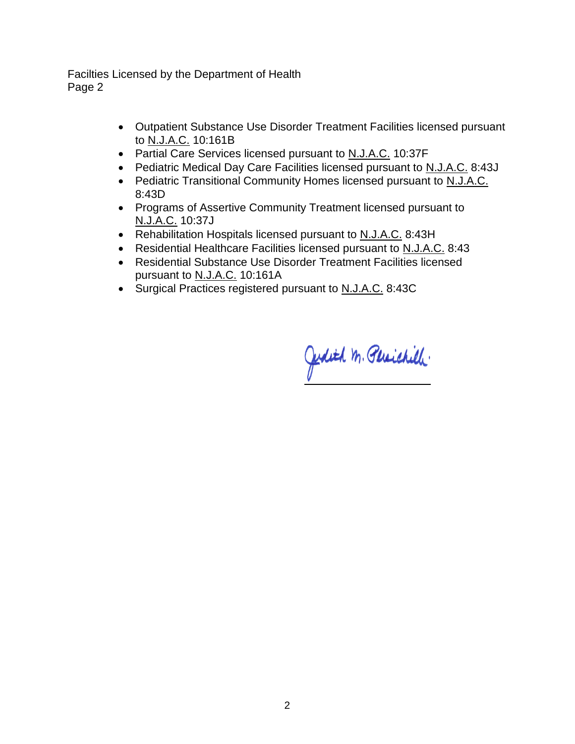- Outpatient Substance Use Disorder Treatment Facilities licensed pursuant to N.J.A.C. 10:161B
- Partial Care Services licensed pursuant to N.J.A.C. 10:37F
- Pediatric Medical Day Care Facilities licensed pursuant to N.J.A.C. 8:43J
- Pediatric Transitional Community Homes licensed pursuant to N.J.A.C. 8:43D
- Programs of Assertive Community Treatment licensed pursuant to N.J.A.C. 10:37J
- Rehabilitation Hospitals licensed pursuant to N.J.A.C. 8:43H
- Residential Healthcare Facilities licensed pursuant to N.J.A.C. 8:43
- Residential Substance Use Disorder Treatment Facilities licensed pursuant to N.J.A.C. 10:161A
- Surgical Practices registered pursuant to N.J.A.C. 8:43C